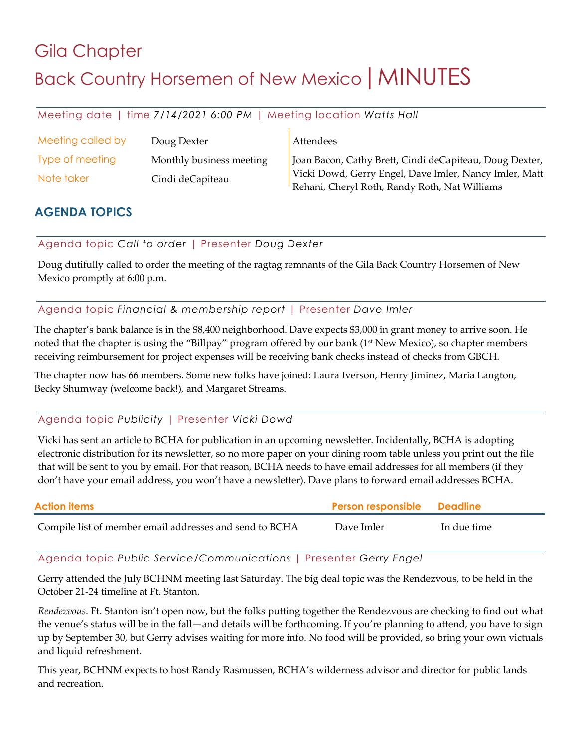# Gila Chapter

# Back Country Horsemen of New Mexico | MINUTES

Meeting date | time *7/14/2021 6:00 PM* | Meeting location *Watts Hall*

| | |
|---|---|
| Meeting called by | Doug Dexter |
| Type of meeting | Monthly business meeting |
| Note taker | Cindi deCapiteau |

**Attendees**

Joan Bacon, Cathy Brett, Cindi deCapiteau, Doug Dexter, Vicki Dowd, Gerry Engel, Dave Imler, Nancy Imler, Matt Rehani, Cheryl Roth, Randy Roth, Nat Williams

## AGENDA TOPICS

### Agenda topic *Call to order* | Presenter *Doug Dexter*

Doug dutifully called to order the meeting of the ragtag remnants of the Gila Back Country Horsemen of New Mexico promptly at 6:00 p.m.

### Agenda topic *Financial & membership report* | Presenter *Dave Imler*

The chapter's bank balance is in the $8,400 neighborhood. Dave expects $3,000 in grant money to arrive soon. He noted that the chapter is using the "Billpay" program offered by our bank (1st New Mexico), so chapter members receiving reimbursement for project expenses will be receiving bank checks instead of checks from GBCH.

The chapter now has 66 members. Some new folks have joined: Laura Iverson, Henry Jiminez, Maria Langton, Becky Shumway (welcome back!), and Margaret Streams.

### Agenda topic *Publicity* | Presenter *Vicki Dowd*

Vicki has sent an article to BCHA for publication in an upcoming newsletter. Incidentally, BCHA is adopting electronic distribution for its newsletter, so no more paper on your dining room table unless you print out the file that will be sent to you by email. For that reason, BCHA needs to have email addresses for all members (if they don't have your email address, you won't have a newsletter). Dave plans to forward email addresses BCHA.

| Action items | Person responsible | Deadline |
|---|---|---|
| Compile list of member email addresses and send to BCHA | Dave Imler | In due time |

### Agenda topic *Public Service/Communications* | Presenter *Gerry Engel*

Gerry attended the July BCHNM meeting last Saturday. The big deal topic was the Rendezvous, to be held in the October 21-24 timeline at Ft. Stanton.

*Rendezvous*. Ft. Stanton isn't open now, but the folks putting together the Rendezvous are checking to find out what the venue's status will be in the fall—and details will be forthcoming. If you're planning to attend, you have to sign up by September 30, but Gerry advises waiting for more info. No food will be provided, so bring your own victuals and liquid refreshment.

This year, BCHNM expects to host Randy Rasmussen, BCHA's wilderness advisor and director for public lands and recreation.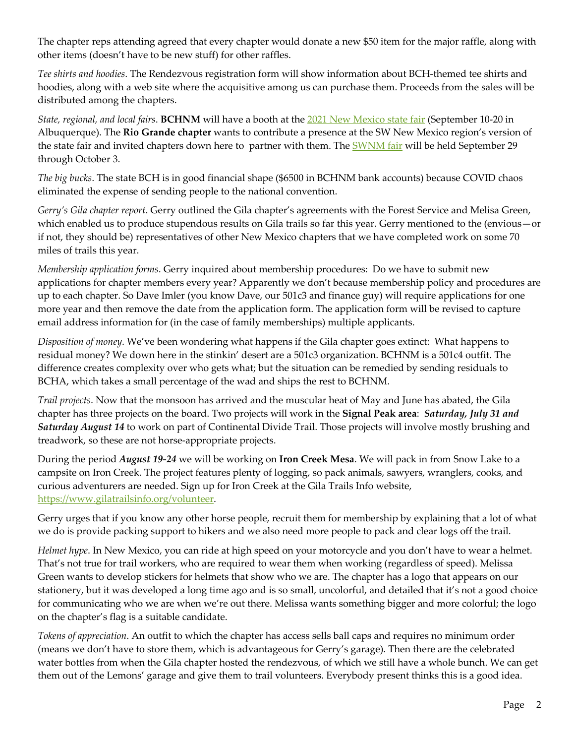The chapter reps attending agreed that every chapter would donate a new $50 item for the major raffle, along with other items (doesn't have to be new stuff) for other raffles.

*Tee shirts and hoodies*. The Rendezvous registration form will show information about BCH-themed tee shirts and hoodies, along with a web site where the acquisitive among us can purchase them. Proceeds from the sales will be distributed among the chapters.

*State, regional, and local fairs*. **BCHNM** will have a booth at the [2021 New Mexico state fair] (September 10-20 in Albuquerque). The **Rio Grande chapter** wants to contribute a presence at the SW New Mexico region's version of the state fair and invited chapters down here to partner with them. The [SWNM fair] will be held September 29 through October 3.

*The big bucks*. The state BCH is in good financial shape ($6500 in BCHNM bank accounts) because COVID chaos eliminated the expense of sending people to the national convention.

*Gerry's Gila chapter report*. Gerry outlined the Gila chapter's agreements with the Forest Service and Melisa Green, which enabled us to produce stupendous results on Gila trails so far this year. Gerry mentioned to the (envious—or if not, they should be) representatives of other New Mexico chapters that we have completed work on some 70 miles of trails this year.

*Membership application forms*. Gerry inquired about membership procedures: Do we have to submit new applications for chapter members every year? Apparently we don't because membership policy and procedures are up to each chapter. So Dave Imler (you know Dave, our 501c3 and finance guy) will require applications for one more year and then remove the date from the application form. The application form will be revised to capture email address information for (in the case of family memberships) multiple applicants.

*Disposition of money*. We've been wondering what happens if the Gila chapter goes extinct: What happens to residual money? We down here in the stinkin' desert are a 501c3 organization. BCHNM is a 501c4 outfit. The difference creates complexity over who gets what; but the situation can be remedied by sending residuals to BCHA, which takes a small percentage of the wad and ships the rest to BCHNM.

*Trail projects*. Now that the monsoon has arrived and the muscular heat of May and June has abated, the Gila chapter has three projects on the board. Two projects will work in the **Signal Peak area**: ***Saturday, July 31 and Saturday August 14*** to work on part of Continental Divide Trail. Those projects will involve mostly brushing and treadwork, so these are not horse-appropriate projects.

During the period ***August 19-24*** we will be working on **Iron Creek Mesa**. We will pack in from Snow Lake to a campsite on Iron Creek. The project features plenty of logging, so pack animals, sawyers, wranglers, cooks, and curious adventurers are needed. Sign up for Iron Creek at the Gila Trails Info website, https://www.gilatrailsinfo.org/volunteer.

Gerry urges that if you know any other horse people, recruit them for membership by explaining that a lot of what we do is provide packing support to hikers and we also need more people to pack and clear logs off the trail.

*Helmet hype*. In New Mexico, you can ride at high speed on your motorcycle and you don't have to wear a helmet. That's not true for trail workers, who are required to wear them when working (regardless of speed). Melissa Green wants to develop stickers for helmets that show who we are. The chapter has a logo that appears on our stationery, but it was developed a long time ago and is so small, uncolorful, and detailed that it's not a good choice for communicating who we are when we're out there. Melissa wants something bigger and more colorful; the logo on the chapter's flag is a suitable candidate.

*Tokens of appreciation*. An outfit to which the chapter has access sells ball caps and requires no minimum order (means we don't have to store them, which is advantageous for Gerry's garage). Then there are the celebrated water bottles from when the Gila chapter hosted the rendezvous, of which we still have a whole bunch. We can get them out of the Lemons' garage and give them to trail volunteers. Everybody present thinks this is a good idea.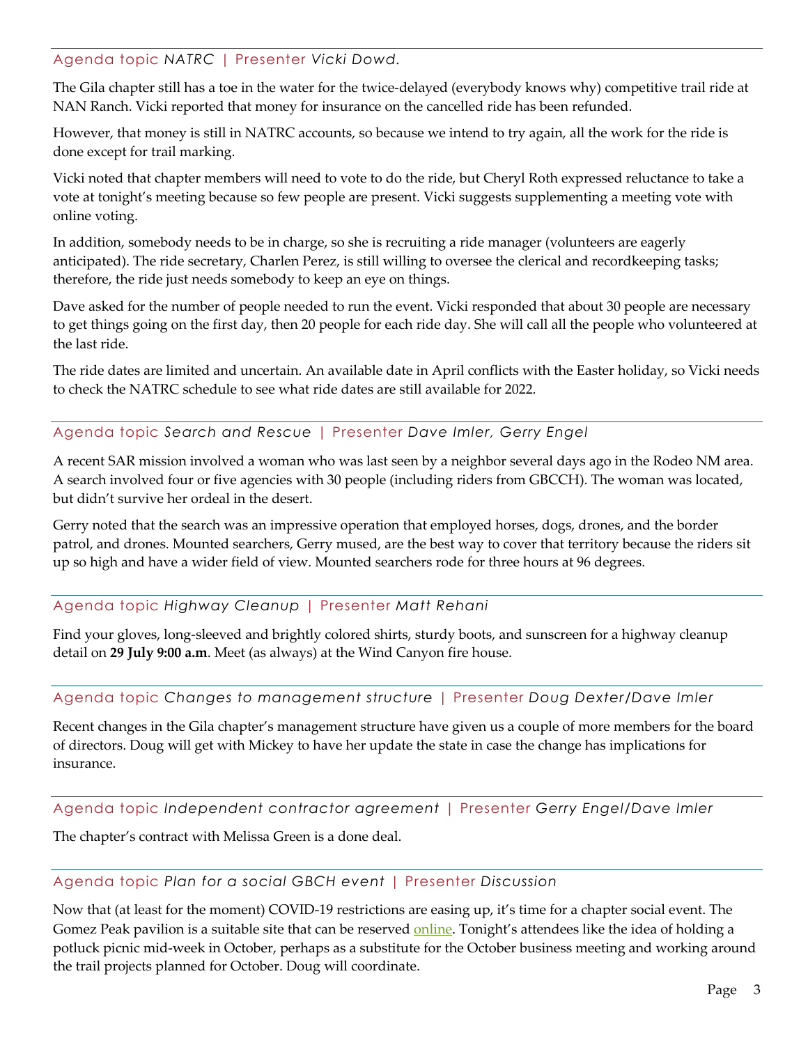### Agenda topic *NATRC* | Presenter *Vicki Dowd.*

The Gila chapter still has a toe in the water for the twice-delayed (everybody knows why) competitive trail ride at NAN Ranch. Vicki reported that money for insurance on the cancelled ride has been refunded.

However, that money is still in NATRC accounts, so because we intend to try again, all the work for the ride is done except for trail marking.

Vicki noted that chapter members will need to vote to do the ride, but Cheryl Roth expressed reluctance to take a vote at tonight's meeting because so few people are present. Vicki suggests supplementing a meeting vote with online voting.

In addition, somebody needs to be in charge, so she is recruiting a ride manager (volunteers are eagerly anticipated). The ride secretary, Charlen Perez, is still willing to oversee the clerical and recordkeeping tasks; therefore, the ride just needs somebody to keep an eye on things.

Dave asked for the number of people needed to run the event. Vicki responded that about 30 people are necessary to get things going on the first day, then 20 people for each ride day. She will call all the people who volunteered at the last ride.

The ride dates are limited and uncertain. An available date in April conflicts with the Easter holiday, so Vicki needs to check the NATRC schedule to see what ride dates are still available for 2022.

### Agenda topic *Search and Rescue* | Presenter *Dave Imler, Gerry Engel*

A recent SAR mission involved a woman who was last seen by a neighbor several days ago in the Rodeo NM area. A search involved four or five agencies with 30 people (including riders from GBCCH). The woman was located, but didn't survive her ordeal in the desert.

Gerry noted that the search was an impressive operation that employed horses, dogs, drones, and the border patrol, and drones. Mounted searchers, Gerry mused, are the best way to cover that territory because the riders sit up so high and have a wider field of view. Mounted searchers rode for three hours at 96 degrees.

### Agenda topic *Highway Cleanup* | Presenter *Matt Rehani*

Find your gloves, long-sleeved and brightly colored shirts, sturdy boots, and sunscreen for a highway cleanup detail on **29 July 9:00 a.m**. Meet (as always) at the Wind Canyon fire house.

### Agenda topic *Changes to management structure* | Presenter *Doug Dexter/Dave Imler*

Recent changes in the Gila chapter's management structure have given us a couple of more members for the board of directors. Doug will get with Mickey to have her update the state in case the change has implications for insurance.

### Agenda topic *Independent contractor agreement* | Presenter *Gerry Engel/Dave Imler*

The chapter's contract with Melissa Green is a done deal.

### Agenda topic *Plan for a social GBCH event* | Presenter *Discussion*

Now that (at least for the moment) COVID-19 restrictions are easing up, it's time for a chapter social event. The Gomez Peak pavilion is a suitable site that can be reserved online. Tonight's attendees like the idea of holding a potluck picnic mid-week in October, perhaps as a substitute for the October business meeting and working around the trail projects planned for October. Doug will coordinate.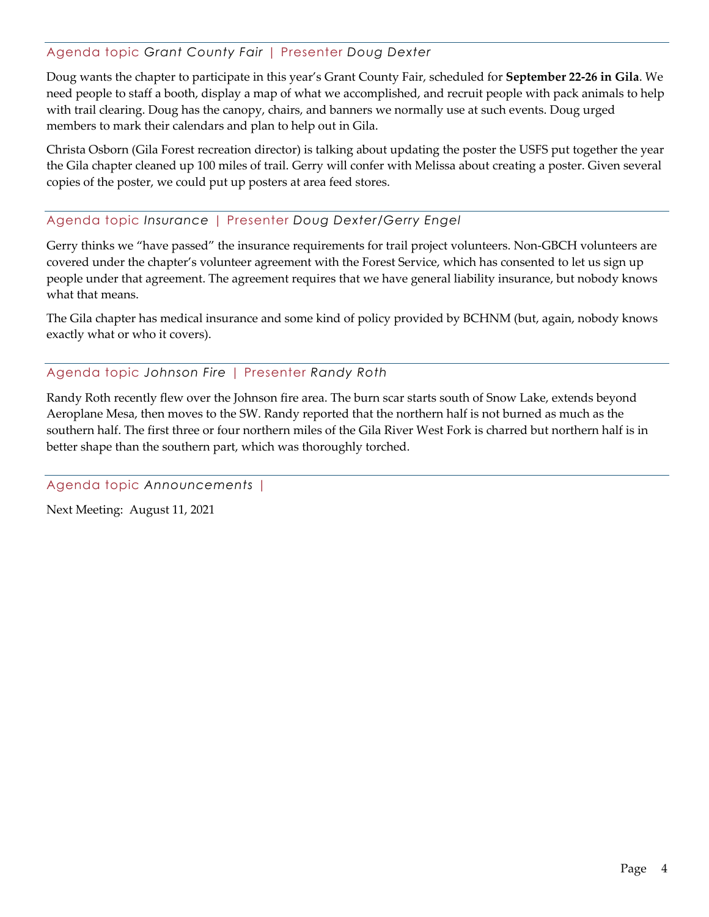## Agenda topic *Grant County Fair* | Presenter *Doug Dexter*

Doug wants the chapter to participate in this year's Grant County Fair, scheduled for **September 22-26 in Gila**. We need people to staff a booth, display a map of what we accomplished, and recruit people with pack animals to help with trail clearing. Doug has the canopy, chairs, and banners we normally use at such events. Doug urged members to mark their calendars and plan to help out in Gila.

Christa Osborn (Gila Forest recreation director) is talking about updating the poster the USFS put together the year the Gila chapter cleaned up 100 miles of trail. Gerry will confer with Melissa about creating a poster. Given several copies of the poster, we could put up posters at area feed stores.

## Agenda topic *Insurance* | Presenter *Doug Dexter/Gerry Engel*

Gerry thinks we "have passed" the insurance requirements for trail project volunteers. Non-GBCH volunteers are covered under the chapter's volunteer agreement with the Forest Service, which has consented to let us sign up people under that agreement. The agreement requires that we have general liability insurance, but nobody knows what that means.

The Gila chapter has medical insurance and some kind of policy provided by BCHNM (but, again, nobody knows exactly what or who it covers).

## Agenda topic *Johnson Fire* | Presenter *Randy Roth*

Randy Roth recently flew over the Johnson fire area. The burn scar starts south of Snow Lake, extends beyond Aeroplane Mesa, then moves to the SW. Randy reported that the northern half is not burned as much as the southern half. The first three or four northern miles of the Gila River West Fork is charred but northern half is in better shape than the southern part, which was thoroughly torched.

## Agenda topic *Announcements* |

Next Meeting: August 11, 2021